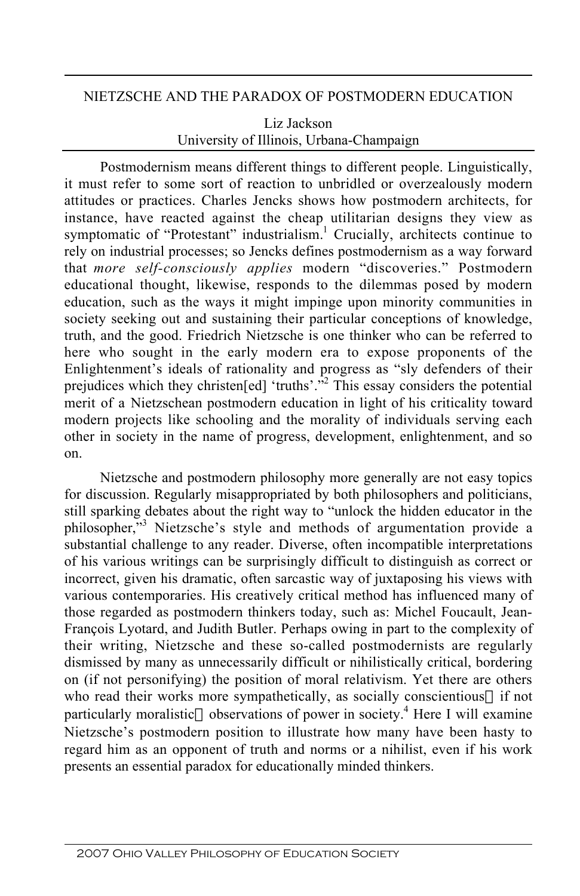# NIETZSCHE AND THE PARADOX OF POSTMODERN EDUCATION

Liz Jackson
University of Illinois, Urbana-Champaign

Postmodernism means different things to different people. Linguistically, it must refer to some sort of reaction to unbridled or overzealously modern attitudes or practices. Charles Jencks shows how postmodern architects, for instance, have reacted against the cheap utilitarian designs they view as symptomatic of "Protestant" industrialism.[1] Crucially, architects continue to rely on industrial processes; so Jencks defines postmodernism as a way forward that *more self-consciously applies* modern "discoveries." Postmodern educational thought, likewise, responds to the dilemmas posed by modern education, such as the ways it might impinge upon minority communities in society seeking out and sustaining their particular conceptions of knowledge, truth, and the good. Friedrich Nietzsche is one thinker who can be referred to here who sought in the early modern era to expose proponents of the Enlightenment's ideals of rationality and progress as "sly defenders of their prejudices which they christen[ed] 'truths'."[2] This essay considers the potential merit of a Nietzschean postmodern education in light of his criticality toward modern projects like schooling and the morality of individuals serving each other in society in the name of progress, development, enlightenment, and so on.

Nietzsche and postmodern philosophy more generally are not easy topics for discussion. Regularly misappropriated by both philosophers and politicians, still sparking debates about the right way to "unlock the hidden educator in the philosopher,"[3] Nietzsche's style and methods of argumentation provide a substantial challenge to any reader. Diverse, often incompatible interpretations of his various writings can be surprisingly difficult to distinguish as correct or incorrect, given his dramatic, often sarcastic way of juxtaposing his views with various contemporaries. His creatively critical method has influenced many of those regarded as postmodern thinkers today, such as: Michel Foucault, Jean-François Lyotard, and Judith Butler. Perhaps owing in part to the complexity of their writing, Nietzsche and these so-called postmodernists are regularly dismissed by many as unnecessarily difficult or nihilistically critical, bordering on (if not personifying) the position of moral relativism. Yet there are others who read their works more sympathetically, as socially conscientious—if not particularly moralistic—observations of power in society.[4] Here I will examine Nietzsche's postmodern position to illustrate how many have been hasty to regard him as an opponent of truth and norms or a nihilist, even if his work presents an essential paradox for educationally minded thinkers.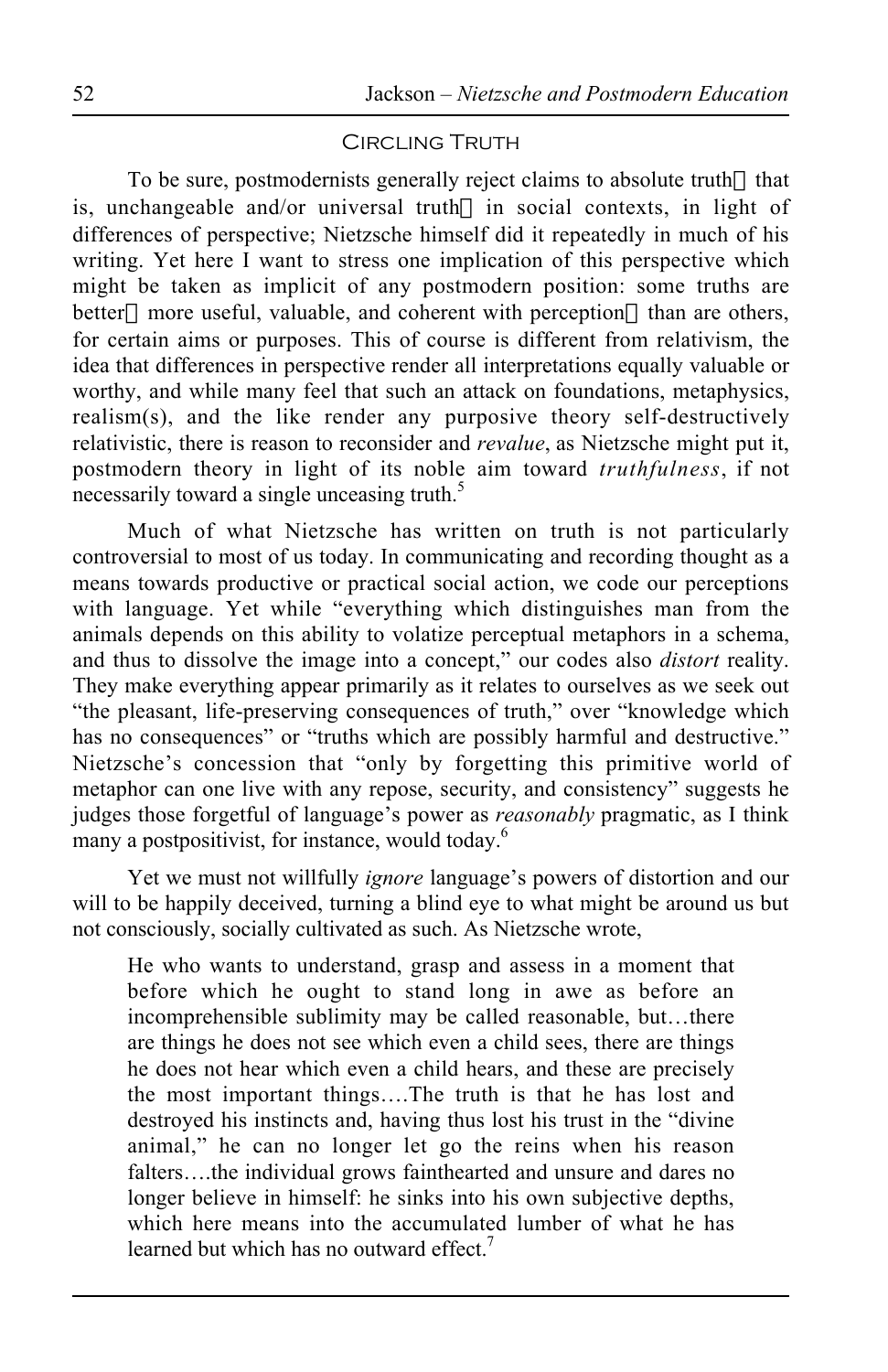## Circling Truth

To be sure, postmodernists generally reject claims to absolute truth—that is, unchangeable and/or universal truth—in social contexts, in light of differences of perspective; Nietzsche himself did it repeatedly in much of his writing. Yet here I want to stress one implication of this perspective which might be taken as implicit of any postmodern position: some truths are better—more useful, valuable, and coherent with perception—than are others, for certain aims or purposes. This of course is different from relativism, the idea that differences in perspective render all interpretations equally valuable or worthy, and while many feel that such an attack on foundations, metaphysics, realism(s), and the like render any purposive theory self-destructively relativistic, there is reason to reconsider and *revalue*, as Nietzsche might put it, postmodern theory in light of its noble aim toward *truthfulness*, if not necessarily toward a single unceasing truth.[5]

Much of what Nietzsche has written on truth is not particularly controversial to most of us today. In communicating and recording thought as a means towards productive or practical social action, we code our perceptions with language. Yet while "everything which distinguishes man from the animals depends on this ability to volatize perceptual metaphors in a schema, and thus to dissolve the image into a concept," our codes also *distort* reality. They make everything appear primarily as it relates to ourselves as we seek out "the pleasant, life-preserving consequences of truth," over "knowledge which has no consequences" or "truths which are possibly harmful and destructive." Nietzsche's concession that "only by forgetting this primitive world of metaphor can one live with any repose, security, and consistency" suggests he judges those forgetful of language's power as *reasonably* pragmatic, as I think many a postpositivist, for instance, would today.[6]

Yet we must not willfully *ignore* language's powers of distortion and our will to be happily deceived, turning a blind eye to what might be around us but not consciously, socially cultivated as such. As Nietzsche wrote,

> He who wants to understand, grasp and assess in a moment that before which he ought to stand long in awe as before an incomprehensible sublimity may be called reasonable, but…there are things he does not see which even a child sees, there are things he does not hear which even a child hears, and these are precisely the most important things….The truth is that he has lost and destroyed his instincts and, having thus lost his trust in the "divine animal," he can no longer let go the reins when his reason falters….the individual grows fainthearted and unsure and dares no longer believe in himself: he sinks into his own subjective depths, which here means into the accumulated lumber of what he has learned but which has no outward effect.[7]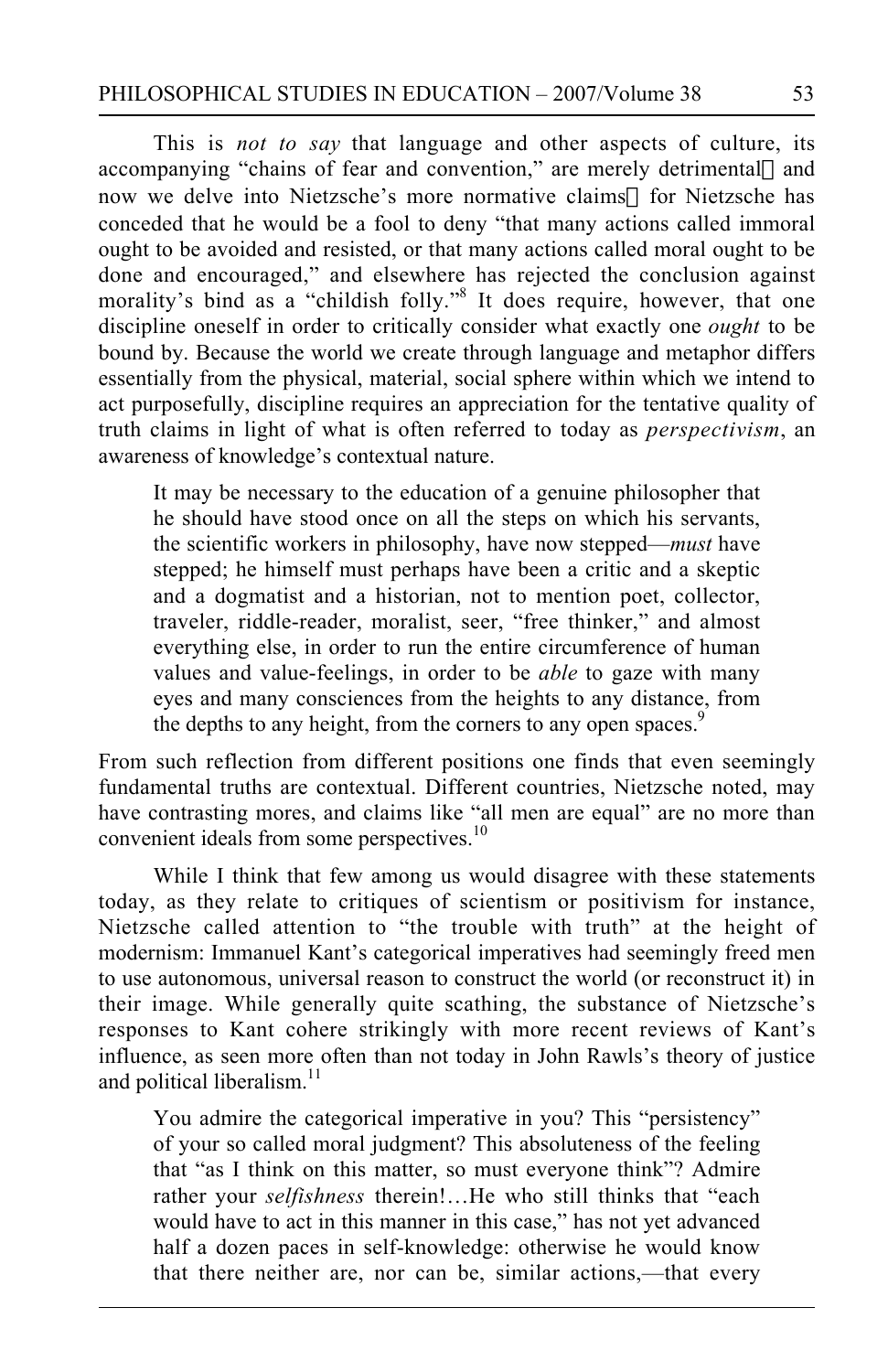This is *not to say* that language and other aspects of culture, its accompanying "chains of fear and convention," are merely detrimental and now we delve into Nietzsche's more normative claims for Nietzsche has conceded that he would be a fool to deny "that many actions called immoral ought to be avoided and resisted, or that many actions called moral ought to be done and encouraged," and elsewhere has rejected the conclusion against morality's bind as a "childish folly."[8] It does require, however, that one discipline oneself in order to critically consider what exactly one *ought* to be bound by. Because the world we create through language and metaphor differs essentially from the physical, material, social sphere within which we intend to act purposefully, discipline requires an appreciation for the tentative quality of truth claims in light of what is often referred to today as *perspectivism*, an awareness of knowledge's contextual nature.

> It may be necessary to the education of a genuine philosopher that he should have stood once on all the steps on which his servants, the scientific workers in philosophy, have now stepped—*must* have stepped; he himself must perhaps have been a critic and a skeptic and a dogmatist and a historian, not to mention poet, collector, traveler, riddle-reader, moralist, seer, "free thinker," and almost everything else, in order to run the entire circumference of human values and value-feelings, in order to be *able* to gaze with many eyes and many consciences from the heights to any distance, from the depths to any height, from the corners to any open spaces.[9]

From such reflection from different positions one finds that even seemingly fundamental truths are contextual. Different countries, Nietzsche noted, may have contrasting mores, and claims like "all men are equal" are no more than convenient ideals from some perspectives.[10]

While I think that few among us would disagree with these statements today, as they relate to critiques of scientism or positivism for instance, Nietzsche called attention to "the trouble with truth" at the height of modernism: Immanuel Kant's categorical imperatives had seemingly freed men to use autonomous, universal reason to construct the world (or reconstruct it) in their image. While generally quite scathing, the substance of Nietzsche's responses to Kant cohere strikingly with more recent reviews of Kant's influence, as seen more often than not today in John Rawls's theory of justice and political liberalism.[11]

> You admire the categorical imperative in you? This "persistency" of your so called moral judgment? This absoluteness of the feeling that "as I think on this matter, so must everyone think"? Admire rather your *selfishness* therein!…He who still thinks that "each would have to act in this manner in this case," has not yet advanced half a dozen paces in self-knowledge: otherwise he would know that there neither are, nor can be, similar actions,—that every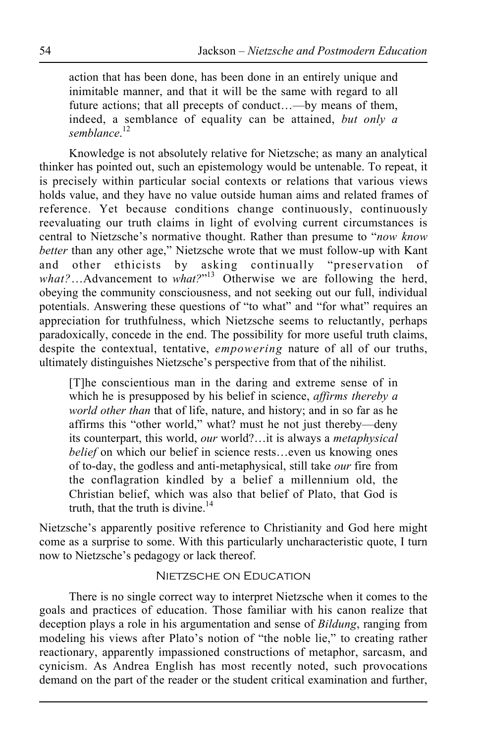> action that has been done, has been done in an entirely unique and inimitable manner, and that it will be the same with regard to all future actions; that all precepts of conduct…—by means of them, indeed, a semblance of equality can be attained, *but only a semblance*.[12]

Knowledge is not absolutely relative for Nietzsche; as many an analytical thinker has pointed out, such an epistemology would be untenable. To repeat, it is precisely within particular social contexts or relations that various views holds value, and they have no value outside human aims and related frames of reference. Yet because conditions change continuously, continuously reevaluating our truth claims in light of evolving current circumstances is central to Nietzsche's normative thought. Rather than presume to "*now know better* than any other age," Nietzsche wrote that we must follow-up with Kant and other ethicists by asking continually "preservation of *what?*…Advancement to *what?*"[13] Otherwise we are following the herd, obeying the community consciousness, and not seeking out our full, individual potentials. Answering these questions of "to what" and "for what" requires an appreciation for truthfulness, which Nietzsche seems to reluctantly, perhaps paradoxically, concede in the end. The possibility for more useful truth claims, despite the contextual, tentative, *empowering* nature of all of our truths, ultimately distinguishes Nietzsche's perspective from that of the nihilist.

> [T]he conscientious man in the daring and extreme sense of in which he is presupposed by his belief in science, *affirms thereby a world other than* that of life, nature, and history; and in so far as he affirms this "other world," what? must he not just thereby—deny its counterpart, this world, *our* world?…it is always a *metaphysical belief* on which our belief in science rests…even us knowing ones of to-day, the godless and anti-metaphysical, still take *our* fire from the conflagration kindled by a belief a millennium old, the Christian belief, which was also that belief of Plato, that God is truth, that the truth is divine.[14]

Nietzsche's apparently positive reference to Christianity and God here might come as a surprise to some. With this particularly uncharacteristic quote, I turn now to Nietzsche's pedagogy or lack thereof.

## Nietzsche on Education

There is no single correct way to interpret Nietzsche when it comes to the goals and practices of education. Those familiar with his canon realize that deception plays a role in his argumentation and sense of *Bildung*, ranging from modeling his views after Plato's notion of "the noble lie," to creating rather reactionary, apparently impassioned constructions of metaphor, sarcasm, and cynicism. As Andrea English has most recently noted, such provocations demand on the part of the reader or the student critical examination and further,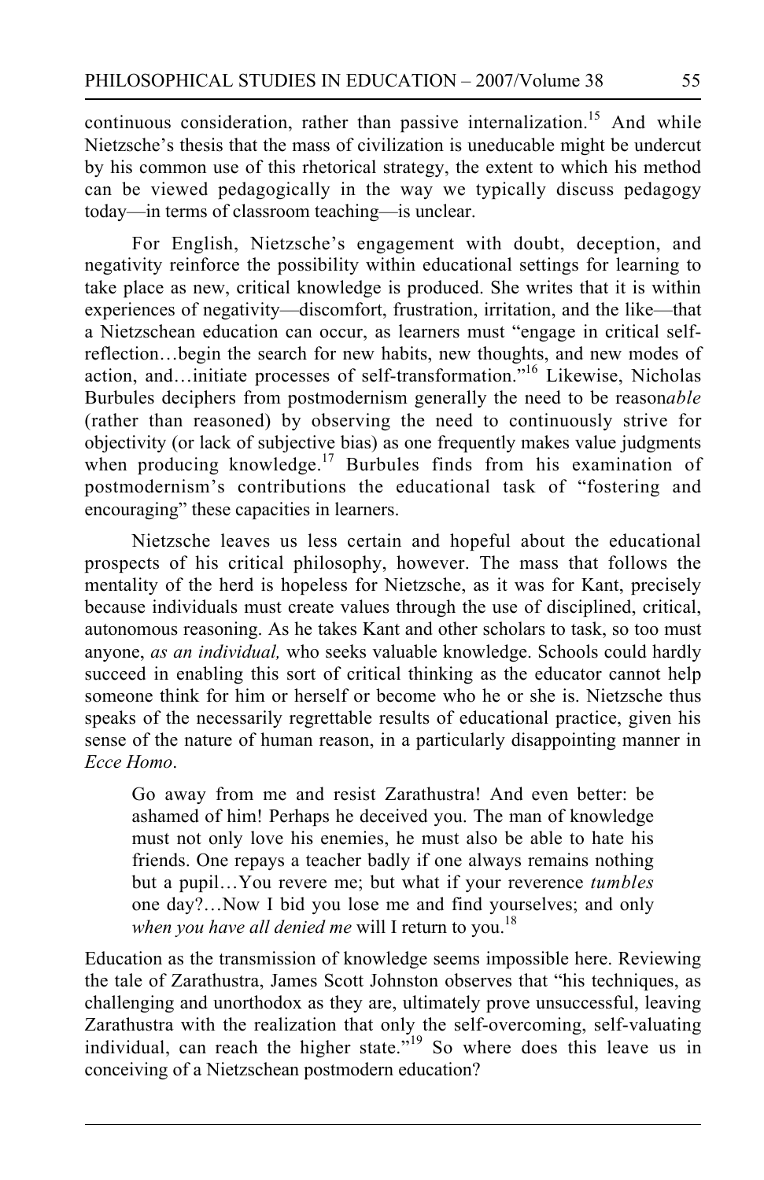continuous consideration, rather than passive internalization.[15] And while Nietzsche's thesis that the mass of civilization is uneducable might be undercut by his common use of this rhetorical strategy, the extent to which his method can be viewed pedagogically in the way we typically discuss pedagogy today—in terms of classroom teaching—is unclear.

For English, Nietzsche's engagement with doubt, deception, and negativity reinforce the possibility within educational settings for learning to take place as new, critical knowledge is produced. She writes that it is within experiences of negativity—discomfort, frustration, irritation, and the like—that a Nietzschean education can occur, as learners must "engage in critical self-reflection…begin the search for new habits, new thoughts, and new modes of action, and…initiate processes of self-transformation."[16] Likewise, Nicholas Burbules deciphers from postmodernism generally the need to be reason*able* (rather than reasoned) by observing the need to continuously strive for objectivity (or lack of subjective bias) as one frequently makes value judgments when producing knowledge.[17] Burbules finds from his examination of postmodernism's contributions the educational task of "fostering and encouraging" these capacities in learners.

Nietzsche leaves us less certain and hopeful about the educational prospects of his critical philosophy, however. The mass that follows the mentality of the herd is hopeless for Nietzsche, as it was for Kant, precisely because individuals must create values through the use of disciplined, critical, autonomous reasoning. As he takes Kant and other scholars to task, so too must anyone, *as an individual,* who seeks valuable knowledge. Schools could hardly succeed in enabling this sort of critical thinking as the educator cannot help someone think for him or herself or become who he or she is. Nietzsche thus speaks of the necessarily regrettable results of educational practice, given his sense of the nature of human reason, in a particularly disappointing manner in *Ecce Homo*.

> Go away from me and resist Zarathustra! And even better: be ashamed of him! Perhaps he deceived you. The man of knowledge must not only love his enemies, he must also be able to hate his friends. One repays a teacher badly if one always remains nothing but a pupil…You revere me; but what if your reverence *tumbles* one day?…Now I bid you lose me and find yourselves; and only *when you have all denied me* will I return to you.[18]

Education as the transmission of knowledge seems impossible here. Reviewing the tale of Zarathustra, James Scott Johnston observes that "his techniques, as challenging and unorthodox as they are, ultimately prove unsuccessful, leaving Zarathustra with the realization that only the self-overcoming, self-valuating individual, can reach the higher state."[19] So where does this leave us in conceiving of a Nietzschean postmodern education?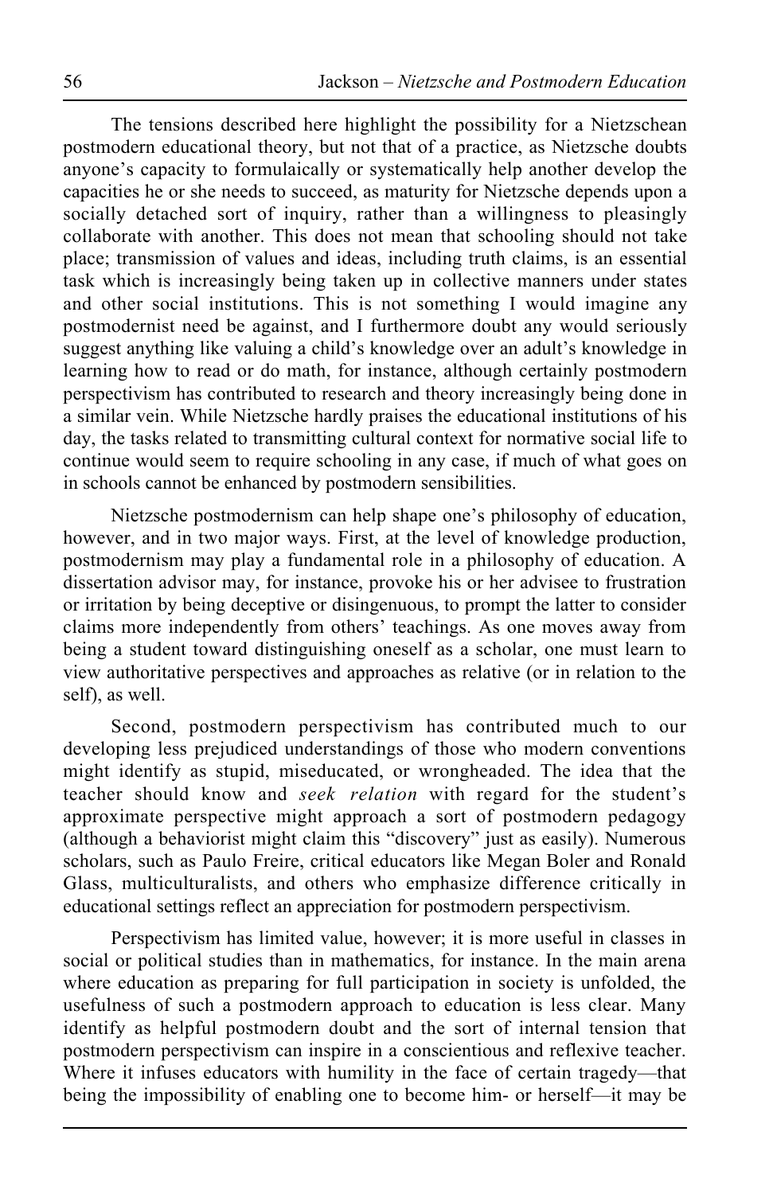The tensions described here highlight the possibility for a Nietzschean postmodern educational theory, but not that of a practice, as Nietzsche doubts anyone's capacity to formulaically or systematically help another develop the capacities he or she needs to succeed, as maturity for Nietzsche depends upon a socially detached sort of inquiry, rather than a willingness to pleasingly collaborate with another. This does not mean that schooling should not take place; transmission of values and ideas, including truth claims, is an essential task which is increasingly being taken up in collective manners under states and other social institutions. This is not something I would imagine any postmodernist need be against, and I furthermore doubt any would seriously suggest anything like valuing a child's knowledge over an adult's knowledge in learning how to read or do math, for instance, although certainly postmodern perspectivism has contributed to research and theory increasingly being done in a similar vein. While Nietzsche hardly praises the educational institutions of his day, the tasks related to transmitting cultural context for normative social life to continue would seem to require schooling in any case, if much of what goes on in schools cannot be enhanced by postmodern sensibilities.

Nietzsche postmodernism can help shape one's philosophy of education, however, and in two major ways. First, at the level of knowledge production, postmodernism may play a fundamental role in a philosophy of education. A dissertation advisor may, for instance, provoke his or her advisee to frustration or irritation by being deceptive or disingenuous, to prompt the latter to consider claims more independently from others' teachings. As one moves away from being a student toward distinguishing oneself as a scholar, one must learn to view authoritative perspectives and approaches as relative (or in relation to the self), as well.

Second, postmodern perspectivism has contributed much to our developing less prejudiced understandings of those who modern conventions might identify as stupid, miseducated, or wrongheaded. The idea that the teacher should know and *seek relation* with regard for the student's approximate perspective might approach a sort of postmodern pedagogy (although a behaviorist might claim this "discovery" just as easily). Numerous scholars, such as Paulo Freire, critical educators like Megan Boler and Ronald Glass, multiculturalists, and others who emphasize difference critically in educational settings reflect an appreciation for postmodern perspectivism.

Perspectivism has limited value, however; it is more useful in classes in social or political studies than in mathematics, for instance. In the main arena where education as preparing for full participation in society is unfolded, the usefulness of such a postmodern approach to education is less clear. Many identify as helpful postmodern doubt and the sort of internal tension that postmodern perspectivism can inspire in a conscientious and reflexive teacher. Where it infuses educators with humility in the face of certain tragedy—that being the impossibility of enabling one to become him- or herself—it may be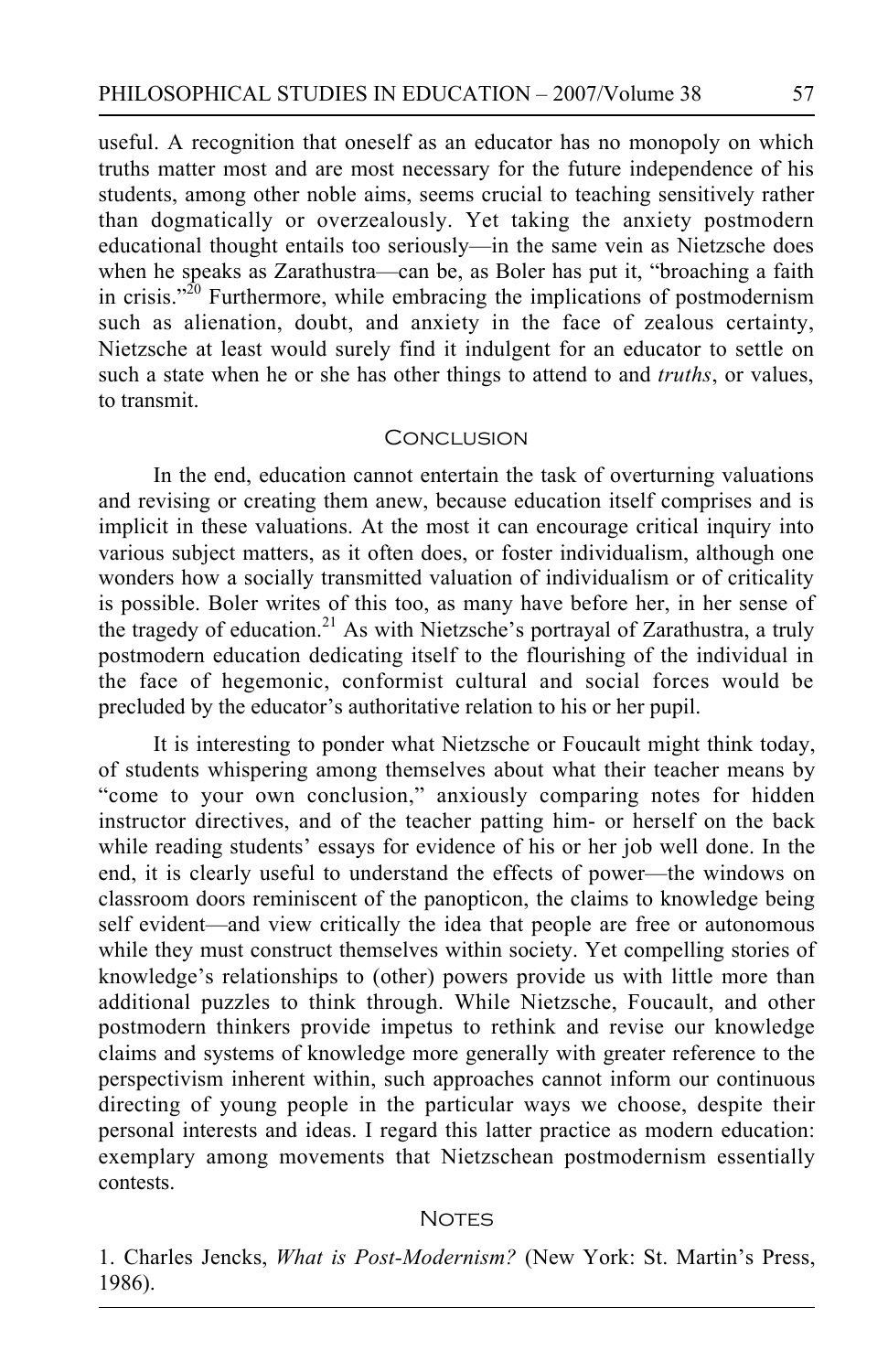useful. A recognition that oneself as an educator has no monopoly on which truths matter most and are most necessary for the future independence of his students, among other noble aims, seems crucial to teaching sensitively rather than dogmatically or overzealously. Yet taking the anxiety postmodern educational thought entails too seriously—in the same vein as Nietzsche does when he speaks as Zarathustra—can be, as Boler has put it, "broaching a faith in crisis."[20] Furthermore, while embracing the implications of postmodernism such as alienation, doubt, and anxiety in the face of zealous certainty, Nietzsche at least would surely find it indulgent for an educator to settle on such a state when he or she has other things to attend to and *truths*, or values, to transmit.

## Conclusion

In the end, education cannot entertain the task of overturning valuations and revising or creating them anew, because education itself comprises and is implicit in these valuations. At the most it can encourage critical inquiry into various subject matters, as it often does, or foster individualism, although one wonders how a socially transmitted valuation of individualism or of criticality is possible. Boler writes of this too, as many have before her, in her sense of the tragedy of education.[21] As with Nietzsche's portrayal of Zarathustra, a truly postmodern education dedicating itself to the flourishing of the individual in the face of hegemonic, conformist cultural and social forces would be precluded by the educator's authoritative relation to his or her pupil.

It is interesting to ponder what Nietzsche or Foucault might think today, of students whispering among themselves about what their teacher means by "come to your own conclusion," anxiously comparing notes for hidden instructor directives, and of the teacher patting him- or herself on the back while reading students' essays for evidence of his or her job well done. In the end, it is clearly useful to understand the effects of power—the windows on classroom doors reminiscent of the panopticon, the claims to knowledge being self evident—and view critically the idea that people are free or autonomous while they must construct themselves within society. Yet compelling stories of knowledge's relationships to (other) powers provide us with little more than additional puzzles to think through. While Nietzsche, Foucault, and other postmodern thinkers provide impetus to rethink and revise our knowledge claims and systems of knowledge more generally with greater reference to the perspectivism inherent within, such approaches cannot inform our continuous directing of young people in the particular ways we choose, despite their personal interests and ideas. I regard this latter practice as modern education: exemplary among movements that Nietzschean postmodernism essentially contests.

## Notes

1. Charles Jencks, *What is Post-Modernism?* (New York: St. Martin's Press, 1986).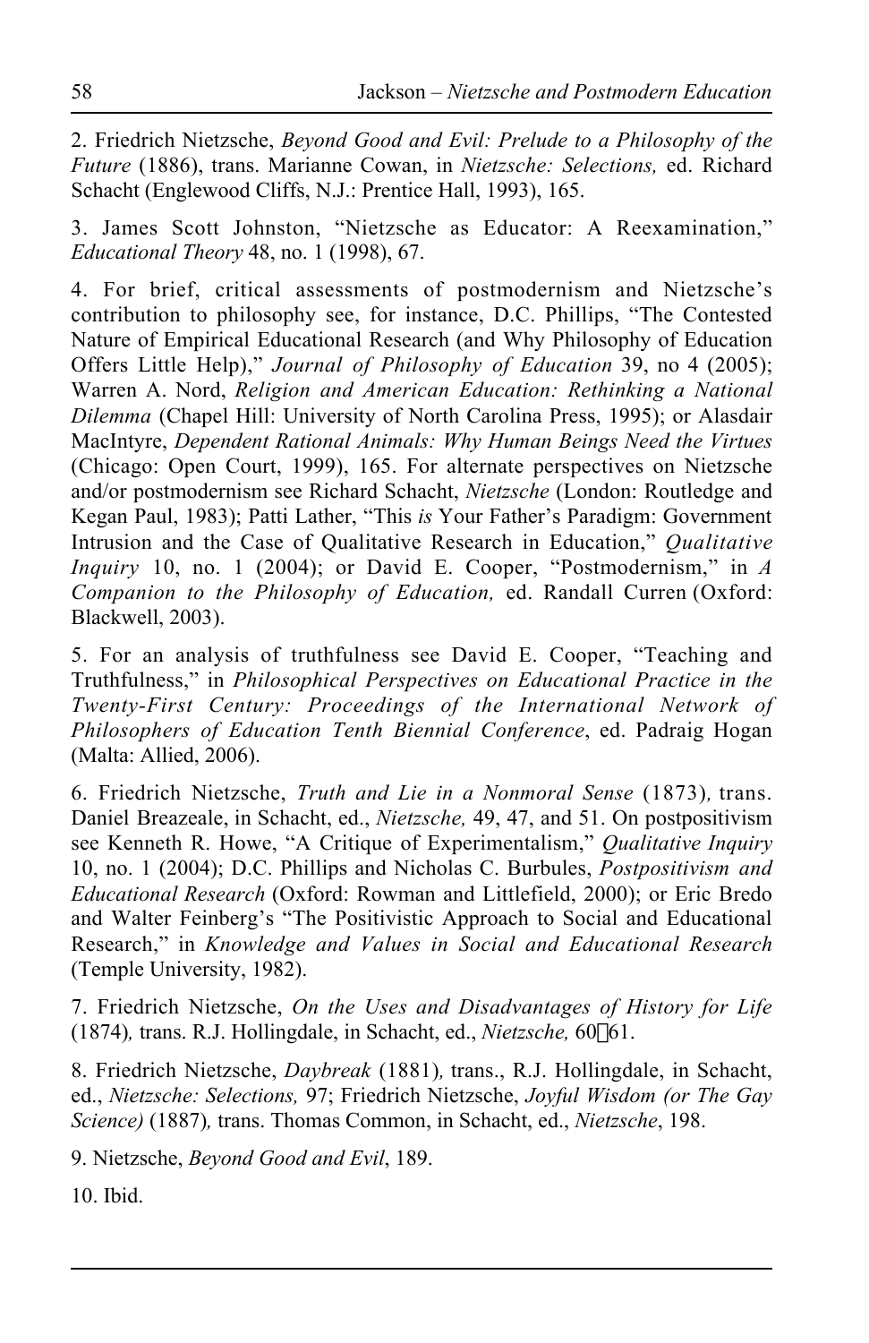2. Friedrich Nietzsche, *Beyond Good and Evil: Prelude to a Philosophy of the Future* (1886), trans. Marianne Cowan, in *Nietzsche: Selections,* ed. Richard Schacht (Englewood Cliffs, N.J.: Prentice Hall, 1993), 165.

3. James Scott Johnston, "Nietzsche as Educator: A Reexamination," *Educational Theory* 48, no. 1 (1998), 67.

4. For brief, critical assessments of postmodernism and Nietzsche's contribution to philosophy see, for instance, D.C. Phillips, "The Contested Nature of Empirical Educational Research (and Why Philosophy of Education Offers Little Help)," *Journal of Philosophy of Education* 39, no 4 (2005); Warren A. Nord, *Religion and American Education: Rethinking a National Dilemma* (Chapel Hill: University of North Carolina Press, 1995); or Alasdair MacIntyre, *Dependent Rational Animals: Why Human Beings Need the Virtues* (Chicago: Open Court, 1999), 165. For alternate perspectives on Nietzsche and/or postmodernism see Richard Schacht, *Nietzsche* (London: Routledge and Kegan Paul, 1983); Patti Lather, "This *is* Your Father's Paradigm: Government Intrusion and the Case of Qualitative Research in Education," *Qualitative Inquiry* 10, no. 1 (2004); or David E. Cooper, "Postmodernism," in *A Companion to the Philosophy of Education,* ed. Randall Curren (Oxford: Blackwell, 2003).

5. For an analysis of truthfulness see David E. Cooper, "Teaching and Truthfulness," in *Philosophical Perspectives on Educational Practice in the Twenty-First Century: Proceedings of the International Network of Philosophers of Education Tenth Biennial Conference*, ed. Padraig Hogan (Malta: Allied, 2006).

6. Friedrich Nietzsche, *Truth and Lie in a Nonmoral Sense* (1873)*,* trans. Daniel Breazeale, in Schacht, ed., *Nietzsche,* 49, 47, and 51. On postpositivism see Kenneth R. Howe, "A Critique of Experimentalism," *Qualitative Inquiry* 10, no. 1 (2004); D.C. Phillips and Nicholas C. Burbules, *Postpositivism and Educational Research* (Oxford: Rowman and Littlefield, 2000); or Eric Bredo and Walter Feinberg's "The Positivistic Approach to Social and Educational Research," in *Knowledge and Values in Social and Educational Research* (Temple University, 1982).

7. Friedrich Nietzsche, *On the Uses and Disadvantages of History for Life* (1874)*,* trans. R.J. Hollingdale, in Schacht, ed., *Nietzsche,* 60–61.

8. Friedrich Nietzsche, *Daybreak* (1881)*,* trans., R.J. Hollingdale, in Schacht, ed., *Nietzsche: Selections,* 97; Friedrich Nietzsche, *Joyful Wisdom (or The Gay Science)* (1887)*,* trans. Thomas Common, in Schacht, ed., *Nietzsche*, 198.

9. Nietzsche, *Beyond Good and Evil*, 189.

10. Ibid.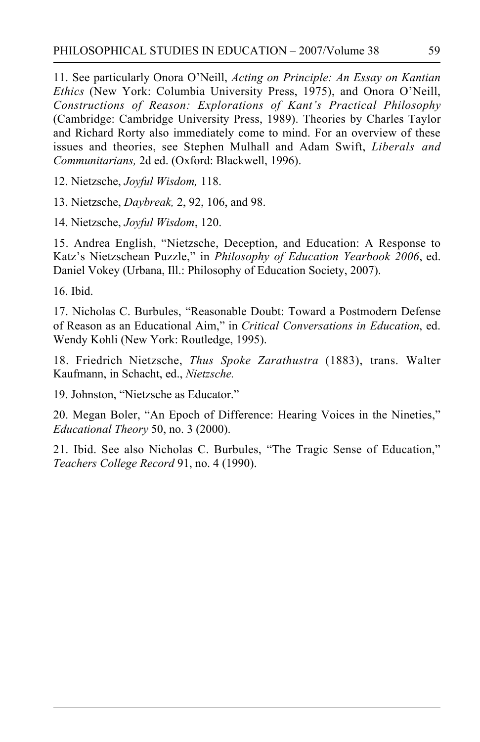11. See particularly Onora O'Neill, *Acting on Principle: An Essay on Kantian Ethics* (New York: Columbia University Press, 1975), and Onora O'Neill, *Constructions of Reason: Explorations of Kant's Practical Philosophy* (Cambridge: Cambridge University Press, 1989). Theories by Charles Taylor and Richard Rorty also immediately come to mind. For an overview of these issues and theories, see Stephen Mulhall and Adam Swift, *Liberals and Communitarians,* 2d ed. (Oxford: Blackwell, 1996).

12. Nietzsche, *Joyful Wisdom,* 118.

13. Nietzsche, *Daybreak,* 2, 92, 106, and 98.

14. Nietzsche, *Joyful Wisdom*, 120.

15. Andrea English, "Nietzsche, Deception, and Education: A Response to Katz's Nietzschean Puzzle," in *Philosophy of Education Yearbook 2006*, ed. Daniel Vokey (Urbana, Ill.: Philosophy of Education Society, 2007).

16. Ibid.

17. Nicholas C. Burbules, "Reasonable Doubt: Toward a Postmodern Defense of Reason as an Educational Aim," in *Critical Conversations in Education*, ed. Wendy Kohli (New York: Routledge, 1995).

18. Friedrich Nietzsche, *Thus Spoke Zarathustra* (1883), trans. Walter Kaufmann, in Schacht, ed., *Nietzsche.*

19. Johnston, "Nietzsche as Educator."

20. Megan Boler, "An Epoch of Difference: Hearing Voices in the Nineties," *Educational Theory* 50, no. 3 (2000).

21. Ibid. See also Nicholas C. Burbules, "The Tragic Sense of Education," *Teachers College Record* 91, no. 4 (1990).